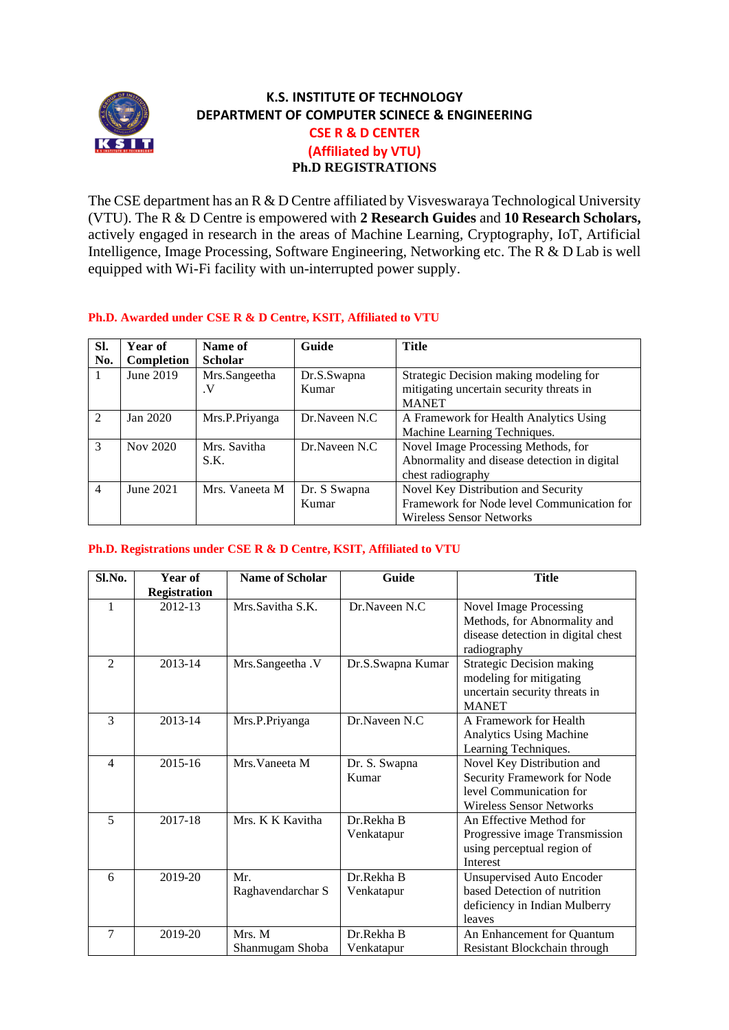# K.S. INSTITUTE OF TECHNOLOGY
## DEPARTMENT OF COMPUTER SCINECE & ENGINEERING
### CSE R & D CENTER
### (Affiliated by VTU)
### Ph.D REGISTRATIONS

The CSE department has an R & D Centre affiliated by Visveswaraya Technological University (VTU). The R & D Centre is empowered with **2 Research Guides** and **10 Research Scholars,** actively engaged in research in the areas of Machine Learning, Cryptography, IoT, Artificial Intelligence, Image Processing, Software Engineering, Networking etc. The R & D Lab is well equipped with Wi-Fi facility with un-interrupted power supply.

**Ph.D. Awarded under CSE R & D Centre, KSIT, Affiliated to VTU**

| Sl. No. | Year of Completion | Name of Scholar | Guide | Title |
|---|---|---|---|---|
| 1 | June 2019 | Mrs.Sangeetha .V | Dr.S.Swapna Kumar | Strategic Decision making modeling for mitigating uncertain security threats in MANET |
| 2 | Jan 2020 | Mrs.P.Priyanga | Dr.Naveen N.C | A Framework for Health Analytics Using Machine Learning Techniques. |
| 3 | Nov 2020 | Mrs. Savitha S.K. | Dr.Naveen N.C | Novel Image Processing Methods, for Abnormality and disease detection in digital chest radiography |
| 4 | June 2021 | Mrs. Vaneeta M | Dr. S Swapna Kumar | Novel Key Distribution and Security Framework for Node level Communication for Wireless Sensor Networks |

**Ph.D. Registrations under CSE R & D Centre, KSIT, Affiliated to VTU**

| Sl.No. | Year of Registration | Name of Scholar | Guide | Title |
|---|---|---|---|---|
| 1 | 2012-13 | Mrs.Savitha S.K. | Dr.Naveen N.C | Novel Image Processing Methods, for Abnormality and disease detection in digital chest radiography |
| 2 | 2013-14 | Mrs.Sangeetha .V | Dr.S.Swapna Kumar | Strategic Decision making modeling for mitigating uncertain security threats in MANET |
| 3 | 2013-14 | Mrs.P.Priyanga | Dr.Naveen N.C | A Framework for Health Analytics Using Machine Learning Techniques. |
| 4 | 2015-16 | Mrs.Vaneeta M | Dr. S. Swapna Kumar | Novel Key Distribution and Security Framework for Node level Communication for Wireless Sensor Networks |
| 5 | 2017-18 | Mrs. K K Kavitha | Dr.Rekha B Venkatapur | An Effective Method for Progressive image Transmission using perceptual region of Interest |
| 6 | 2019-20 | Mr. Raghavendarchar S | Dr.Rekha B Venkatapur | Unsupervised Auto Encoder based Detection of nutrition deficiency in Indian Mulberry leaves |
| 7 | 2019-20 | Mrs. M Shanmugam Shoba | Dr.Rekha B Venkatapur | An Enhancement for Quantum Resistant Blockchain through |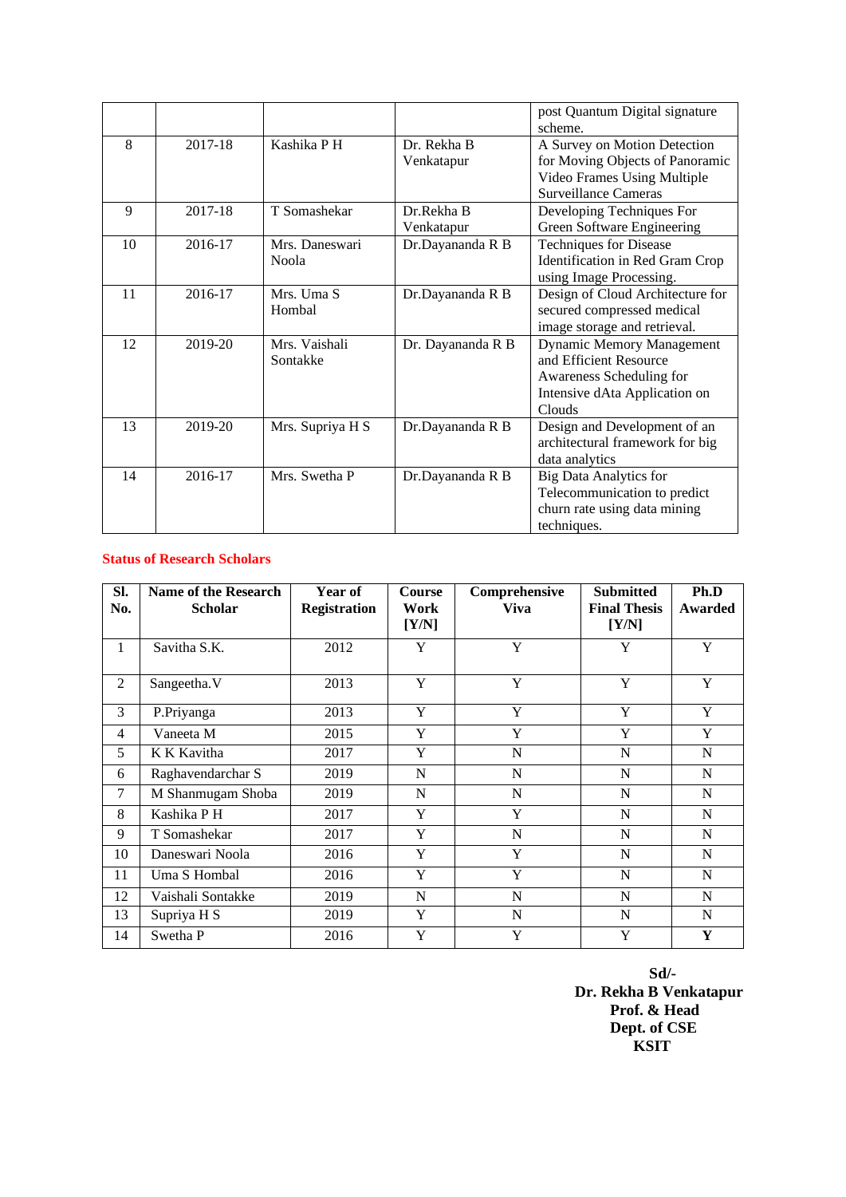| | | | | |
|---|---|---|---|---|
| | | | | post Quantum Digital signature scheme. |
| 8 | 2017-18 | Kashika P H | Dr. Rekha B Venkatapur | A Survey on Motion Detection for Moving Objects of Panoramic Video Frames Using Multiple Surveillance Cameras |
| 9 | 2017-18 | T Somashekar | Dr.Rekha B Venkatapur | Developing Techniques For Green Software Engineering |
| 10 | 2016-17 | Mrs. Daneswari Noola | Dr.Dayananda R B | Techniques for Disease Identification in Red Gram Crop using Image Processing. |
| 11 | 2016-17 | Mrs. Uma S Hombal | Dr.Dayananda R B | Design of Cloud Architecture for secured compressed medical image storage and retrieval. |
| 12 | 2019-20 | Mrs. Vaishali Sontakke | Dr. Dayananda R B | Dynamic Memory Management and Efficient Resource Awareness Scheduling for Intensive dAta Application on Clouds |
| 13 | 2019-20 | Mrs. Supriya H S | Dr.Dayananda R B | Design and Development of an architectural framework for big data analytics |
| 14 | 2016-17 | Mrs. Swetha P | Dr.Dayananda R B | Big Data Analytics for Telecommunication to predict churn rate using data mining techniques. |

**Status of Research Scholars**

| Sl. No. | Name of the Research Scholar | Year of Registration | Course Work [Y/N] | Comprehensive Viva | Submitted Final Thesis [Y/N] | Ph.D Awarded |
|---|---|---|---|---|---|---|
| 1 | Savitha S.K. | 2012 | Y | Y | Y | Y |
| 2 | Sangeetha.V | 2013 | Y | Y | Y | Y |
| 3 | P.Priyanga | 2013 | Y | Y | Y | Y |
| 4 | Vaneeta M | 2015 | Y | Y | Y | Y |
| 5 | K K Kavitha | 2017 | Y | N | N | N |
| 6 | Raghavendarchar S | 2019 | N | N | N | N |
| 7 | M Shanmugam Shoba | 2019 | N | N | N | N |
| 8 | Kashika P H | 2017 | Y | Y | N | N |
| 9 | T Somashekar | 2017 | Y | N | N | N |
| 10 | Daneswari Noola | 2016 | Y | Y | N | N |
| 11 | Uma S Hombal | 2016 | Y | Y | N | N |
| 12 | Vaishali Sontakke | 2019 | N | N | N | N |
| 13 | Supriya H S | 2019 | Y | N | N | N |
| 14 | Swetha P | 2016 | Y | Y | Y | **Y** |

**Sd/-**
**Dr. Rekha B Venkatapur**
**Prof. & Head**
**Dept. of CSE**
**KSIT**